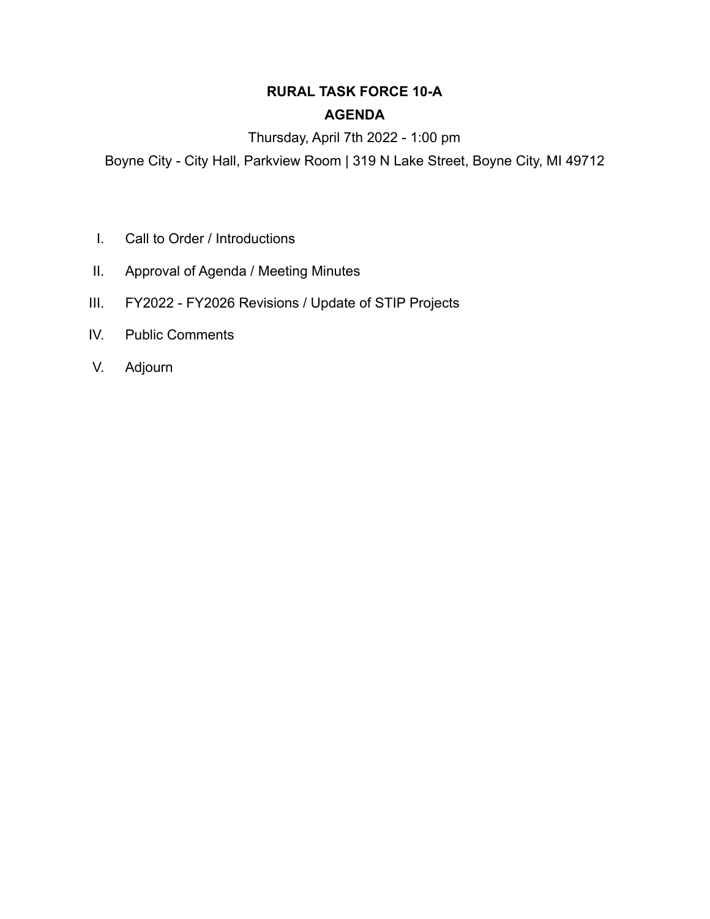# RURAL TASK FORCE 10-A

## AGENDA

Thursday, April 7th 2022 - 1:00 pm

Boyne City - City Hall, Parkview Room | 319 N Lake Street, Boyne City, MI 49712

I. Call to Order / Introductions

II. Approval of Agenda / Meeting Minutes

III. FY2022 - FY2026 Revisions / Update of STIP Projects

IV. Public Comments

V. Adjourn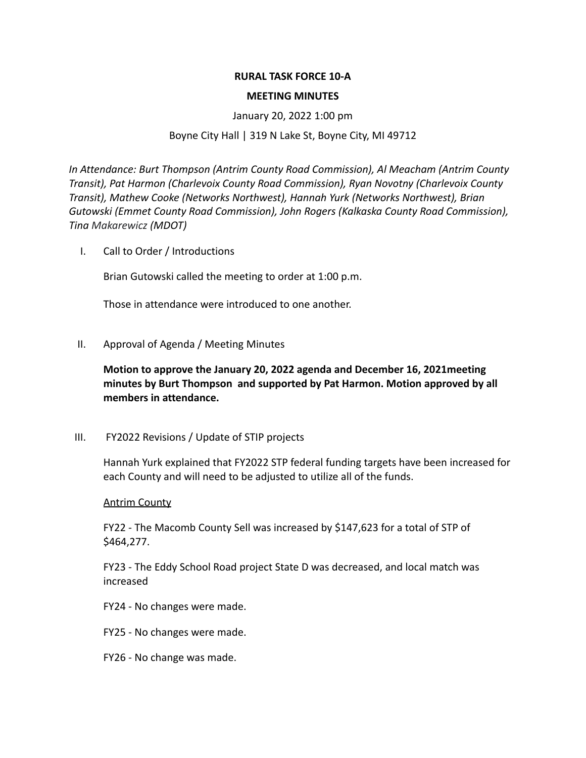**RURAL TASK FORCE 10-A**

**MEETING MINUTES**

January 20, 2022 1:00 pm

Boyne City Hall | 319 N Lake St, Boyne City, MI 49712

*In Attendance: Burt Thompson (Antrim County Road Commission), Al Meacham (Antrim County Transit), Pat Harmon (Charlevoix County Road Commission), Ryan Novotny (Charlevoix County Transit), Mathew Cooke (Networks Northwest), Hannah Yurk (Networks Northwest), Brian Gutowski (Emmet County Road Commission), John Rogers (Kalkaska County Road Commission), Tina Makarewicz (MDOT)*

I. Call to Order / Introductions

Brian Gutowski called the meeting to order at 1:00 p.m.

Those in attendance were introduced to one another.

II. Approval of Agenda / Meeting Minutes

**Motion to approve the January 20, 2022 agenda and December 16, 2021meeting minutes by Burt Thompson and supported by Pat Harmon. Motion approved by all members in attendance.**

III. FY2022 Revisions / Update of STIP projects

Hannah Yurk explained that FY2022 STP federal funding targets have been increased for each County and will need to be adjusted to utilize all of the funds.

Antrim County

FY22 - The Macomb County Sell was increased by $147,623 for a total of STP of $464,277.

FY23 - The Eddy School Road project State D was decreased, and local match was increased

FY24 - No changes were made.

FY25 - No changes were made.

FY26 - No change was made.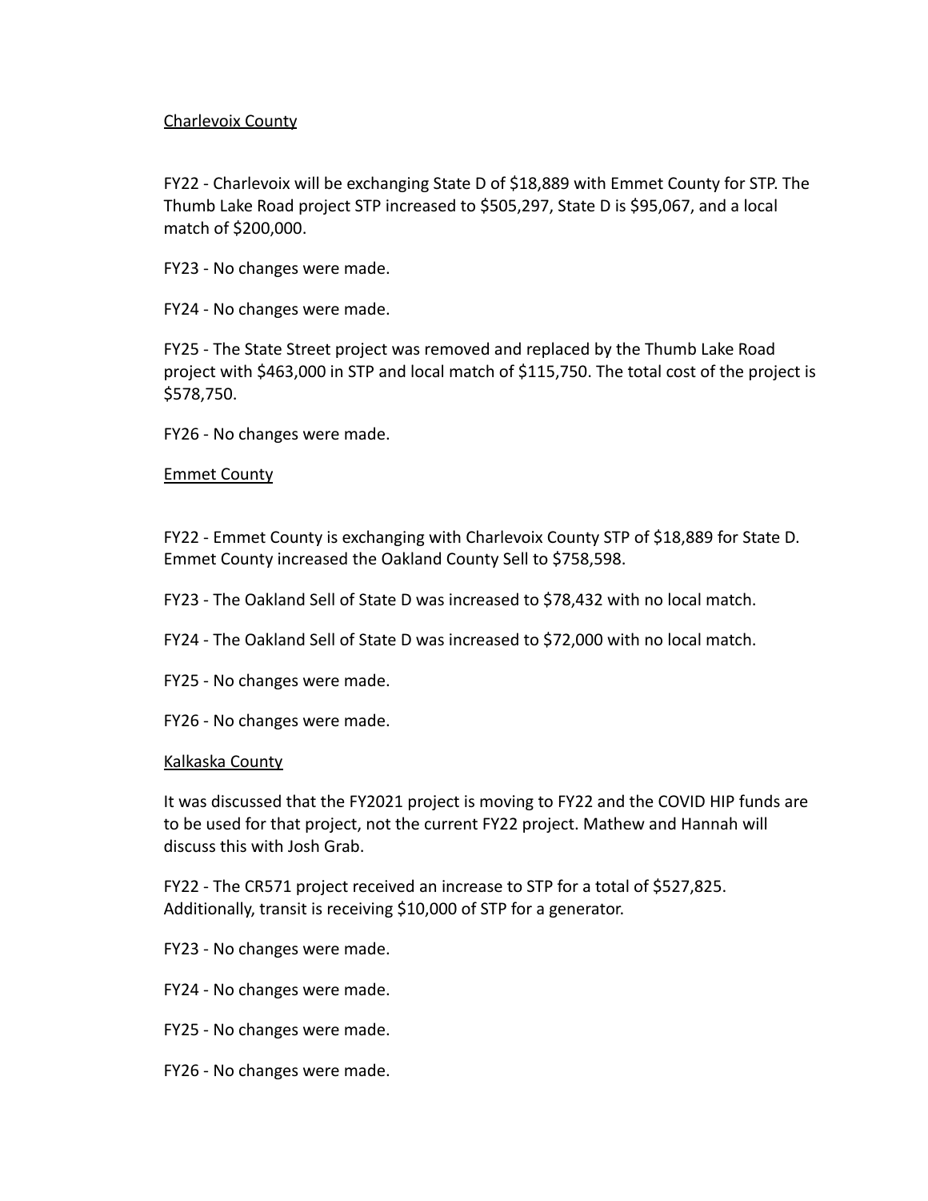<u>Charlevoix County</u>

FY22 - Charlevoix will be exchanging State D of $18,889 with Emmet County for STP. The Thumb Lake Road project STP increased to $505,297, State D is $95,067, and a local match of $200,000.

FY23 - No changes were made.

FY24 - No changes were made.

FY25 - The State Street project was removed and replaced by the Thumb Lake Road project with $463,000 in STP and local match of $115,750. The total cost of the project is $578,750.

FY26 - No changes were made.

<u>Emmet County</u>

FY22 - Emmet County is exchanging with Charlevoix County STP of $18,889 for State D. Emmet County increased the Oakland County Sell to $758,598.

FY23 - The Oakland Sell of State D was increased to $78,432 with no local match.

FY24 - The Oakland Sell of State D was increased to $72,000 with no local match.

FY25 - No changes were made.

FY26 - No changes were made.

<u>Kalkaska County</u>

It was discussed that the FY2021 project is moving to FY22 and the COVID HIP funds are to be used for that project, not the current FY22 project. Mathew and Hannah will discuss this with Josh Grab.

FY22 - The CR571 project received an increase to STP for a total of $527,825. Additionally, transit is receiving $10,000 of STP for a generator.

FY23 - No changes were made.

FY24 - No changes were made.

FY25 - No changes were made.

FY26 - No changes were made.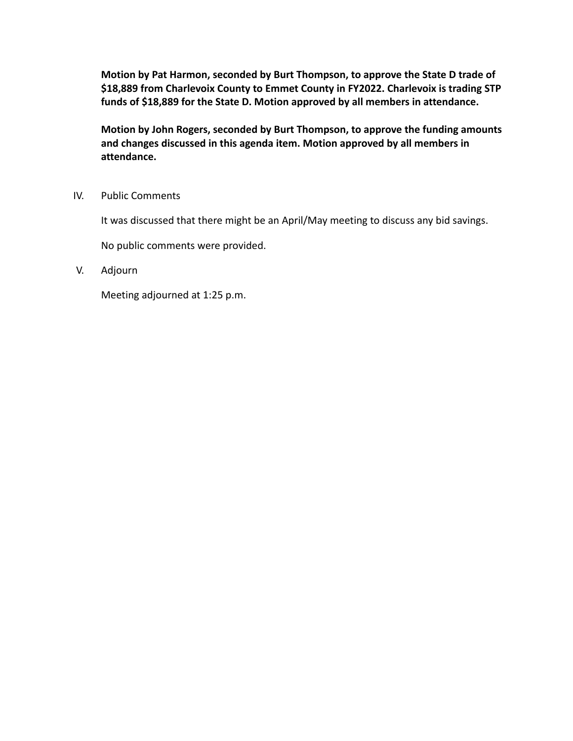**Motion by Pat Harmon, seconded by Burt Thompson, to approve the State D trade of $18,889 from Charlevoix County to Emmet County in FY2022. Charlevoix is trading STP funds of $18,889 for the State D. Motion approved by all members in attendance.**

**Motion by John Rogers, seconded by Burt Thompson, to approve the funding amounts and changes discussed in this agenda item. Motion approved by all members in attendance.**

IV. Public Comments

It was discussed that there might be an April/May meeting to discuss any bid savings.

No public comments were provided.

V. Adjourn

Meeting adjourned at 1:25 p.m.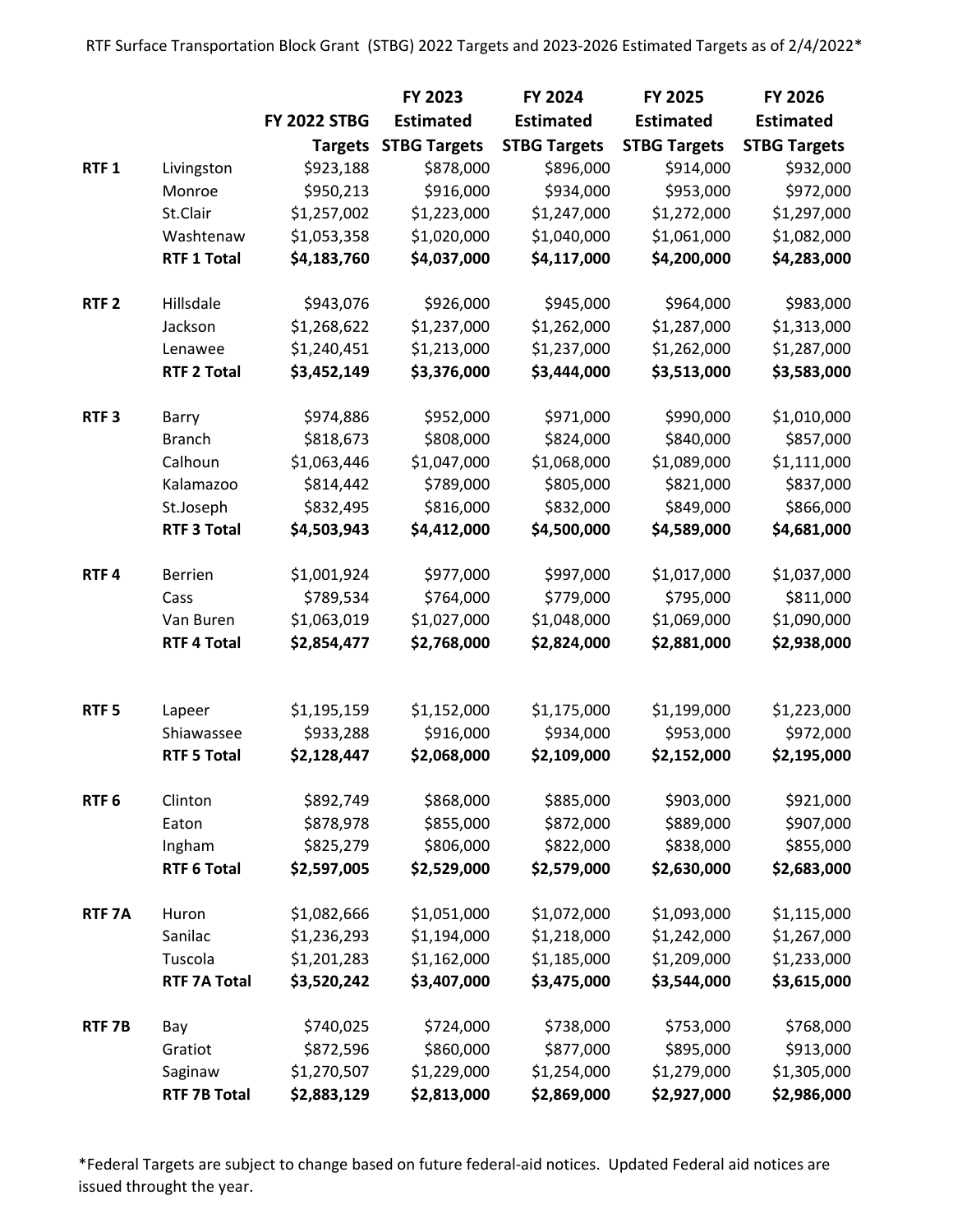RTF Surface Transportation Block Grant (STBG) 2022 Targets and 2023-2026 Estimated Targets as of 2/4/2022*

| | | FY 2022 STBG Targets | FY 2023 Estimated STBG Targets | FY 2024 Estimated STBG Targets | FY 2025 Estimated STBG Targets | FY 2026 Estimated STBG Targets |
|---|---|---|---|---|---|---|
| **RTF 1** | Livingston | $923,188 | $878,000 | $896,000 | $914,000 | $932,000 |
| | Monroe | $950,213 | $916,000 | $934,000 | $953,000 | $972,000 |
| | St.Clair | $1,257,002 | $1,223,000 | $1,247,000 | $1,272,000 | $1,297,000 |
| | Washtenaw | $1,053,358 | $1,020,000 | $1,040,000 | $1,061,000 | $1,082,000 |
| | **RTF 1 Total** | **$4,183,760** | **$4,037,000** | **$4,117,000** | **$4,200,000** | **$4,283,000** |
| **RTF 2** | Hillsdale | $943,076 | $926,000 | $945,000 | $964,000 | $983,000 |
| | Jackson | $1,268,622 | $1,237,000 | $1,262,000 | $1,287,000 | $1,313,000 |
| | Lenawee | $1,240,451 | $1,213,000 | $1,237,000 | $1,262,000 | $1,287,000 |
| | **RTF 2 Total** | **$3,452,149** | **$3,376,000** | **$3,444,000** | **$3,513,000** | **$3,583,000** |
| **RTF 3** | Barry | $974,886 | $952,000 | $971,000 | $990,000 | $1,010,000 |
| | Branch | $818,673 | $808,000 | $824,000 | $840,000 | $857,000 |
| | Calhoun | $1,063,446 | $1,047,000 | $1,068,000 | $1,089,000 | $1,111,000 |
| | Kalamazoo | $814,442 | $789,000 | $805,000 | $821,000 | $837,000 |
| | St.Joseph | $832,495 | $816,000 | $832,000 | $849,000 | $866,000 |
| | **RTF 3 Total** | **$4,503,943** | **$4,412,000** | **$4,500,000** | **$4,589,000** | **$4,681,000** |
| **RTF 4** | Berrien | $1,001,924 | $977,000 | $997,000 | $1,017,000 | $1,037,000 |
| | Cass | $789,534 | $764,000 | $779,000 | $795,000 | $811,000 |
| | Van Buren | $1,063,019 | $1,027,000 | $1,048,000 | $1,069,000 | $1,090,000 |
| | **RTF 4 Total** | **$2,854,477** | **$2,768,000** | **$2,824,000** | **$2,881,000** | **$2,938,000** |
| **RTF 5** | Lapeer | $1,195,159 | $1,152,000 | $1,175,000 | $1,199,000 | $1,223,000 |
| | Shiawassee | $933,288 | $916,000 | $934,000 | $953,000 | $972,000 |
| | **RTF 5 Total** | **$2,128,447** | **$2,068,000** | **$2,109,000** | **$2,152,000** | **$2,195,000** |
| **RTF 6** | Clinton | $892,749 | $868,000 | $885,000 | $903,000 | $921,000 |
| | Eaton | $878,978 | $855,000 | $872,000 | $889,000 | $907,000 |
| | Ingham | $825,279 | $806,000 | $822,000 | $838,000 | $855,000 |
| | **RTF 6 Total** | **$2,597,005** | **$2,529,000** | **$2,579,000** | **$2,630,000** | **$2,683,000** |
| **RTF 7A** | Huron | $1,082,666 | $1,051,000 | $1,072,000 | $1,093,000 | $1,115,000 |
| | Sanilac | $1,236,293 | $1,194,000 | $1,218,000 | $1,242,000 | $1,267,000 |
| | Tuscola | $1,201,283 | $1,162,000 | $1,185,000 | $1,209,000 | $1,233,000 |
| | **RTF 7A Total** | **$3,520,242** | **$3,407,000** | **$3,475,000** | **$3,544,000** | **$3,615,000** |
| **RTF 7B** | Bay | $740,025 | $724,000 | $738,000 | $753,000 | $768,000 |
| | Gratiot | $872,596 | $860,000 | $877,000 | $895,000 | $913,000 |
| | Saginaw | $1,270,507 | $1,229,000 | $1,254,000 | $1,279,000 | $1,305,000 |
| | **RTF 7B Total** | **$2,883,129** | **$2,813,000** | **$2,869,000** | **$2,927,000** | **$2,986,000** |

*Federal Targets are subject to change based on future federal-aid notices. Updated Federal aid notices are issued throught the year.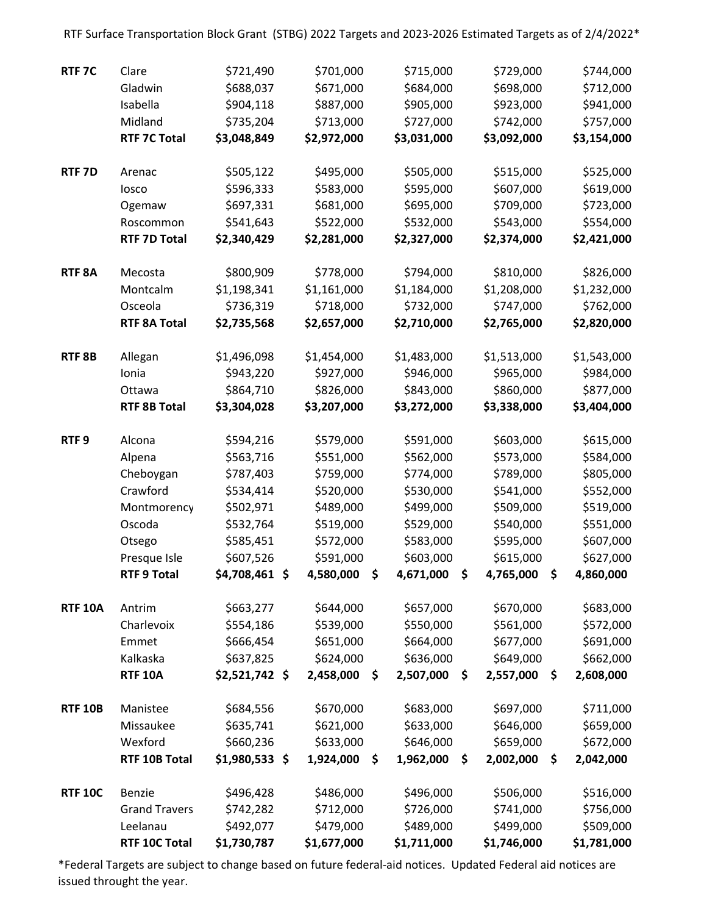RTF Surface Transportation Block Grant (STBG) 2022 Targets and 2023-2026 Estimated Targets as of 2/4/2022*

| | | | | | | |
|---|---|---|---|---|---|---|
| **RTF 7C** | Clare | $721,490 | $701,000 | $715,000 | $729,000 | $744,000 |
| | Gladwin | $688,037 | $671,000 | $684,000 | $698,000 | $712,000 |
| | Isabella | $904,118 | $887,000 | $905,000 | $923,000 | $941,000 |
| | Midland | $735,204 | $713,000 | $727,000 | $742,000 | $757,000 |
| | **RTF 7C Total** | **$3,048,849** | **$2,972,000** | **$3,031,000** | **$3,092,000** | **$3,154,000** |
| **RTF 7D** | Arenac | $505,122 | $495,000 | $505,000 | $515,000 | $525,000 |
| | Iosco | $596,333 | $583,000 | $595,000 | $607,000 | $619,000 |
| | Ogemaw | $697,331 | $681,000 | $695,000 | $709,000 | $723,000 |
| | Roscommon | $541,643 | $522,000 | $532,000 | $543,000 | $554,000 |
| | **RTF 7D Total** | **$2,340,429** | **$2,281,000** | **$2,327,000** | **$2,374,000** | **$2,421,000** |
| **RTF 8A** | Mecosta | $800,909 | $778,000 | $794,000 | $810,000 | $826,000 |
| | Montcalm | $1,198,341 | $1,161,000 | $1,184,000 | $1,208,000 | $1,232,000 |
| | Osceola | $736,319 | $718,000 | $732,000 | $747,000 | $762,000 |
| | **RTF 8A Total** | **$2,735,568** | **$2,657,000** | **$2,710,000** | **$2,765,000** | **$2,820,000** |
| **RTF 8B** | Allegan | $1,496,098 | $1,454,000 | $1,483,000 | $1,513,000 | $1,543,000 |
| | Ionia | $943,220 | $927,000 | $946,000 | $965,000 | $984,000 |
| | Ottawa | $864,710 | $826,000 | $843,000 | $860,000 | $877,000 |
| | **RTF 8B Total** | **$3,304,028** | **$3,207,000** | **$3,272,000** | **$3,338,000** | **$3,404,000** |
| **RTF 9** | Alcona | $594,216 | $579,000 | $591,000 | $603,000 | $615,000 |
| | Alpena | $563,716 | $551,000 | $562,000 | $573,000 | $584,000 |
| | Cheboygan | $787,403 | $759,000 | $774,000 | $789,000 | $805,000 |
| | Crawford | $534,414 | $520,000 | $530,000 | $541,000 | $552,000 |
| | Montmorency | $502,971 | $489,000 | $499,000 | $509,000 | $519,000 |
| | Oscoda | $532,764 | $519,000 | $529,000 | $540,000 | $551,000 |
| | Otsego | $585,451 | $572,000 | $583,000 | $595,000 | $607,000 |
| | Presque Isle | $607,526 | $591,000 | $603,000 | $615,000 | $627,000 |
| | **RTF 9 Total** | **$4,708,461** | **$ 4,580,000** | **$ 4,671,000** | **$ 4,765,000** | **$ 4,860,000** |
| **RTF 10A** | Antrim | $663,277 | $644,000 | $657,000 | $670,000 | $683,000 |
| | Charlevoix | $554,186 | $539,000 | $550,000 | $561,000 | $572,000 |
| | Emmet | $666,454 | $651,000 | $664,000 | $677,000 | $691,000 |
| | Kalkaska | $637,825 | $624,000 | $636,000 | $649,000 | $662,000 |
| | **RTF 10A** | **$2,521,742** | **$ 2,458,000** | **$ 2,507,000** | **$ 2,557,000** | **$ 2,608,000** |
| **RTF 10B** | Manistee | $684,556 | $670,000 | $683,000 | $697,000 | $711,000 |
| | Missaukee | $635,741 | $621,000 | $633,000 | $646,000 | $659,000 |
| | Wexford | $660,236 | $633,000 | $646,000 | $659,000 | $672,000 |
| | **RTF 10B Total** | **$1,980,533** | **$ 1,924,000** | **$ 1,962,000** | **$ 2,002,000** | **$ 2,042,000** |
| **RTF 10C** | Benzie | $496,428 | $486,000 | $496,000 | $506,000 | $516,000 |
| | Grand Travers | $742,282 | $712,000 | $726,000 | $741,000 | $756,000 |
| | Leelanau | $492,077 | $479,000 | $489,000 | $499,000 | $509,000 |
| | **RTF 10C Total** | **$1,730,787** | **$1,677,000** | **$1,711,000** | **$1,746,000** | **$1,781,000** |

*Federal Targets are subject to change based on future federal-aid notices. Updated Federal aid notices are issued throught the year.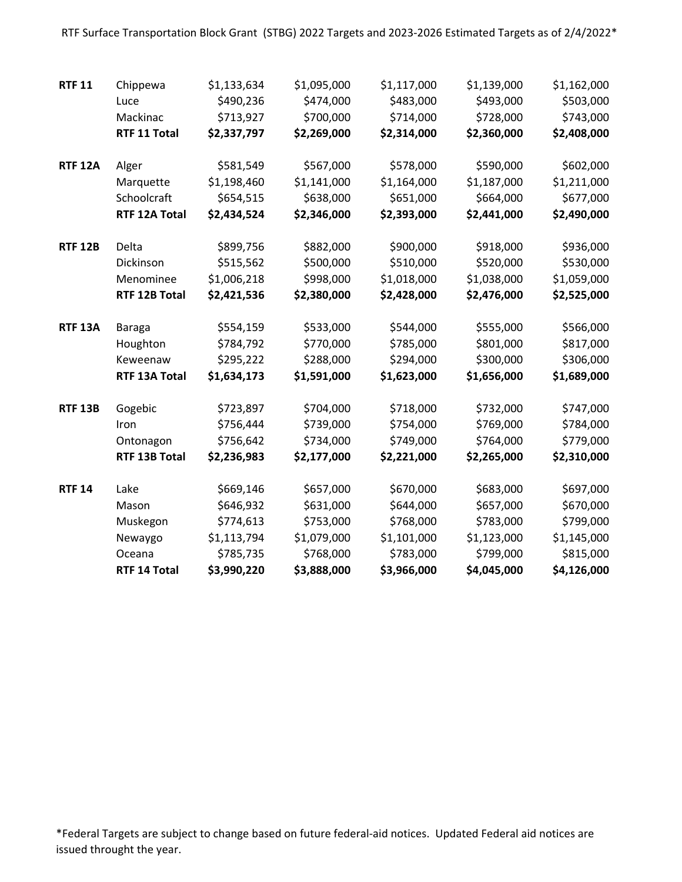RTF Surface Transportation Block Grant (STBG) 2022 Targets and 2023-2026 Estimated Targets as of 2/4/2022*

| | | | | | | |
|---|---|---|---|---|---|---|
| **RTF 11** | Chippewa | $1,133,634 | $1,095,000 | $1,117,000 | $1,139,000 | $1,162,000 |
| | Luce | $490,236 | $474,000 | $483,000 | $493,000 | $503,000 |
| | Mackinac | $713,927 | $700,000 | $714,000 | $728,000 | $743,000 |
| | **RTF 11 Total** | **$2,337,797** | **$2,269,000** | **$2,314,000** | **$2,360,000** | **$2,408,000** |
| **RTF 12A** | Alger | $581,549 | $567,000 | $578,000 | $590,000 | $602,000 |
| | Marquette | $1,198,460 | $1,141,000 | $1,164,000 | $1,187,000 | $1,211,000 |
| | Schoolcraft | $654,515 | $638,000 | $651,000 | $664,000 | $677,000 |
| | **RTF 12A Total** | **$2,434,524** | **$2,346,000** | **$2,393,000** | **$2,441,000** | **$2,490,000** |
| **RTF 12B** | Delta | $899,756 | $882,000 | $900,000 | $918,000 | $936,000 |
| | Dickinson | $515,562 | $500,000 | $510,000 | $520,000 | $530,000 |
| | Menominee | $1,006,218 | $998,000 | $1,018,000 | $1,038,000 | $1,059,000 |
| | **RTF 12B Total** | **$2,421,536** | **$2,380,000** | **$2,428,000** | **$2,476,000** | **$2,525,000** |
| **RTF 13A** | Baraga | $554,159 | $533,000 | $544,000 | $555,000 | $566,000 |
| | Houghton | $784,792 | $770,000 | $785,000 | $801,000 | $817,000 |
| | Keweenaw | $295,222 | $288,000 | $294,000 | $300,000 | $306,000 |
| | **RTF 13A Total** | **$1,634,173** | **$1,591,000** | **$1,623,000** | **$1,656,000** | **$1,689,000** |
| **RTF 13B** | Gogebic | $723,897 | $704,000 | $718,000 | $732,000 | $747,000 |
| | Iron | $756,444 | $739,000 | $754,000 | $769,000 | $784,000 |
| | Ontonagon | $756,642 | $734,000 | $749,000 | $764,000 | $779,000 |
| | **RTF 13B Total** | **$2,236,983** | **$2,177,000** | **$2,221,000** | **$2,265,000** | **$2,310,000** |
| **RTF 14** | Lake | $669,146 | $657,000 | $670,000 | $683,000 | $697,000 |
| | Mason | $646,932 | $631,000 | $644,000 | $657,000 | $670,000 |
| | Muskegon | $774,613 | $753,000 | $768,000 | $783,000 | $799,000 |
| | Newaygo | $1,113,794 | $1,079,000 | $1,101,000 | $1,123,000 | $1,145,000 |
| | Oceana | $785,735 | $768,000 | $783,000 | $799,000 | $815,000 |
| | **RTF 14 Total** | **$3,990,220** | **$3,888,000** | **$3,966,000** | **$4,045,000** | **$4,126,000** |

*Federal Targets are subject to change based on future federal-aid notices. Updated Federal aid notices are issued throught the year.